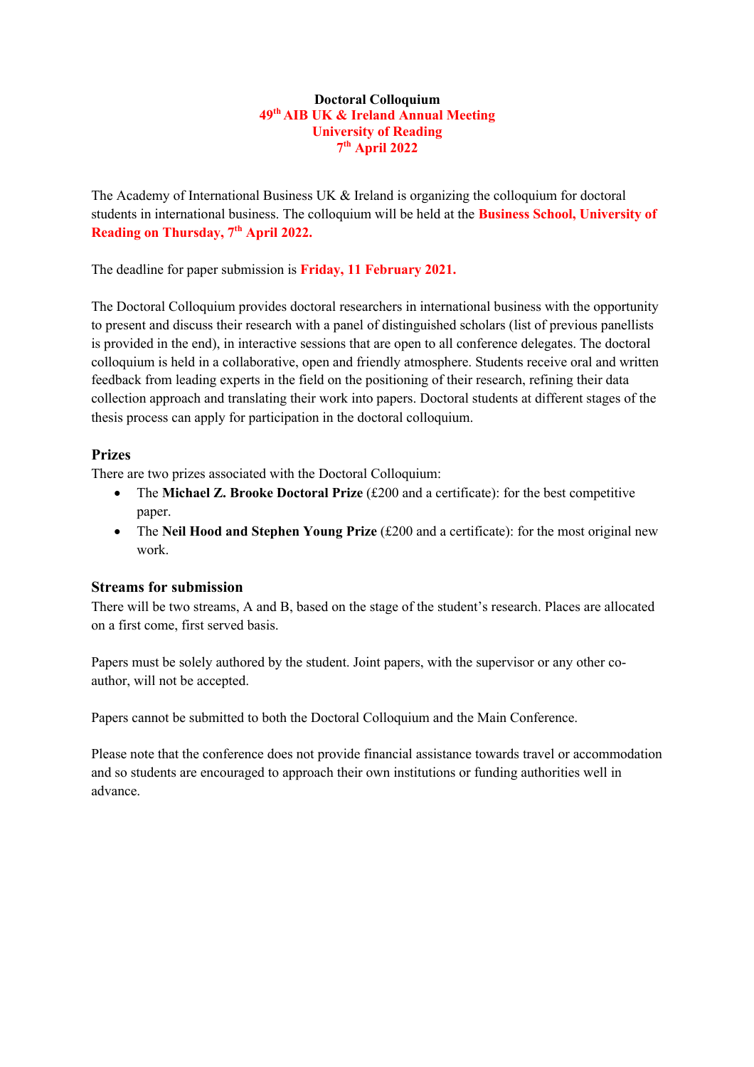**Doctoral Colloquium**
**49th AIB UK & Ireland Annual Meeting**
**University of Reading**
**7th April 2022**

The Academy of International Business UK & Ireland is organizing the colloquium for doctoral students in international business. The colloquium will be held at the **Business School, University of Reading on Thursday, 7th April 2022.**

The deadline for paper submission is **Friday, 11 February 2021.**

The Doctoral Colloquium provides doctoral researchers in international business with the opportunity to present and discuss their research with a panel of distinguished scholars (list of previous panellists is provided in the end), in interactive sessions that are open to all conference delegates. The doctoral colloquium is held in a collaborative, open and friendly atmosphere. Students receive oral and written feedback from leading experts in the field on the positioning of their research, refining their data collection approach and translating their work into papers. Doctoral students at different stages of the thesis process can apply for participation in the doctoral colloquium.

### Prizes

There are two prizes associated with the Doctoral Colloquium:

- The **Michael Z. Brooke Doctoral Prize** (£200 and a certificate): for the best competitive paper.
- The **Neil Hood and Stephen Young Prize** (£200 and a certificate): for the most original new work.

### Streams for submission

There will be two streams, A and B, based on the stage of the student's research. Places are allocated on a first come, first served basis.

Papers must be solely authored by the student. Joint papers, with the supervisor or any other co-author, will not be accepted.

Papers cannot be submitted to both the Doctoral Colloquium and the Main Conference.

Please note that the conference does not provide financial assistance towards travel or accommodation and so students are encouraged to approach their own institutions or funding authorities well in advance.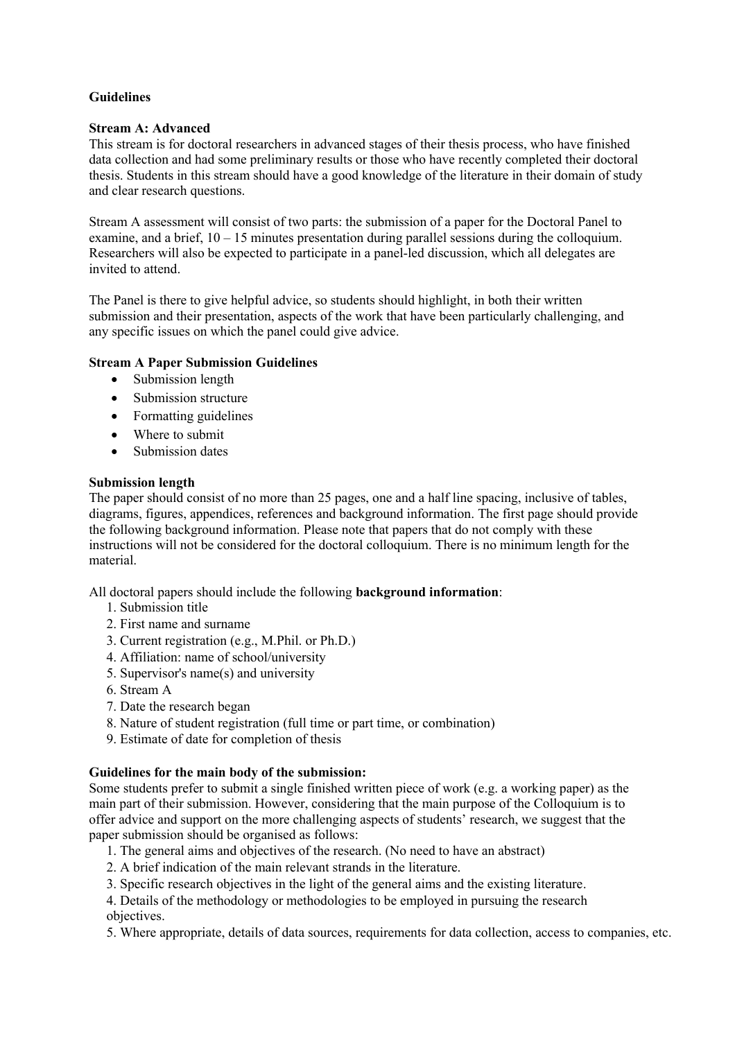**Guidelines**

**Stream A: Advanced**

This stream is for doctoral researchers in advanced stages of their thesis process, who have finished data collection and had some preliminary results or those who have recently completed their doctoral thesis. Students in this stream should have a good knowledge of the literature in their domain of study and clear research questions.

Stream A assessment will consist of two parts: the submission of a paper for the Doctoral Panel to examine, and a brief, 10 – 15 minutes presentation during parallel sessions during the colloquium. Researchers will also be expected to participate in a panel-led discussion, which all delegates are invited to attend.

The Panel is there to give helpful advice, so students should highlight, in both their written submission and their presentation, aspects of the work that have been particularly challenging, and any specific issues on which the panel could give advice.

**Stream A Paper Submission Guidelines**

- Submission length
- Submission structure
- Formatting guidelines
- Where to submit
- Submission dates

**Submission length**

The paper should consist of no more than 25 pages, one and a half line spacing, inclusive of tables, diagrams, figures, appendices, references and background information. The first page should provide the following background information. Please note that papers that do not comply with these instructions will not be considered for the doctoral colloquium. There is no minimum length for the material.

All doctoral papers should include the following **background information**:

1. Submission title
2. First name and surname
3. Current registration (e.g., M.Phil. or Ph.D.)
4. Affiliation: name of school/university
5. Supervisor's name(s) and university
6. Stream A
7. Date the research began
8. Nature of student registration (full time or part time, or combination)
9. Estimate of date for completion of thesis

**Guidelines for the main body of the submission:**

Some students prefer to submit a single finished written piece of work (e.g. a working paper) as the main part of their submission. However, considering that the main purpose of the Colloquium is to offer advice and support on the more challenging aspects of students' research, we suggest that the paper submission should be organised as follows:

1. The general aims and objectives of the research. (No need to have an abstract)
2. A brief indication of the main relevant strands in the literature.
3. Specific research objectives in the light of the general aims and the existing literature.
4. Details of the methodology or methodologies to be employed in pursuing the research objectives.
5. Where appropriate, details of data sources, requirements for data collection, access to companies, etc.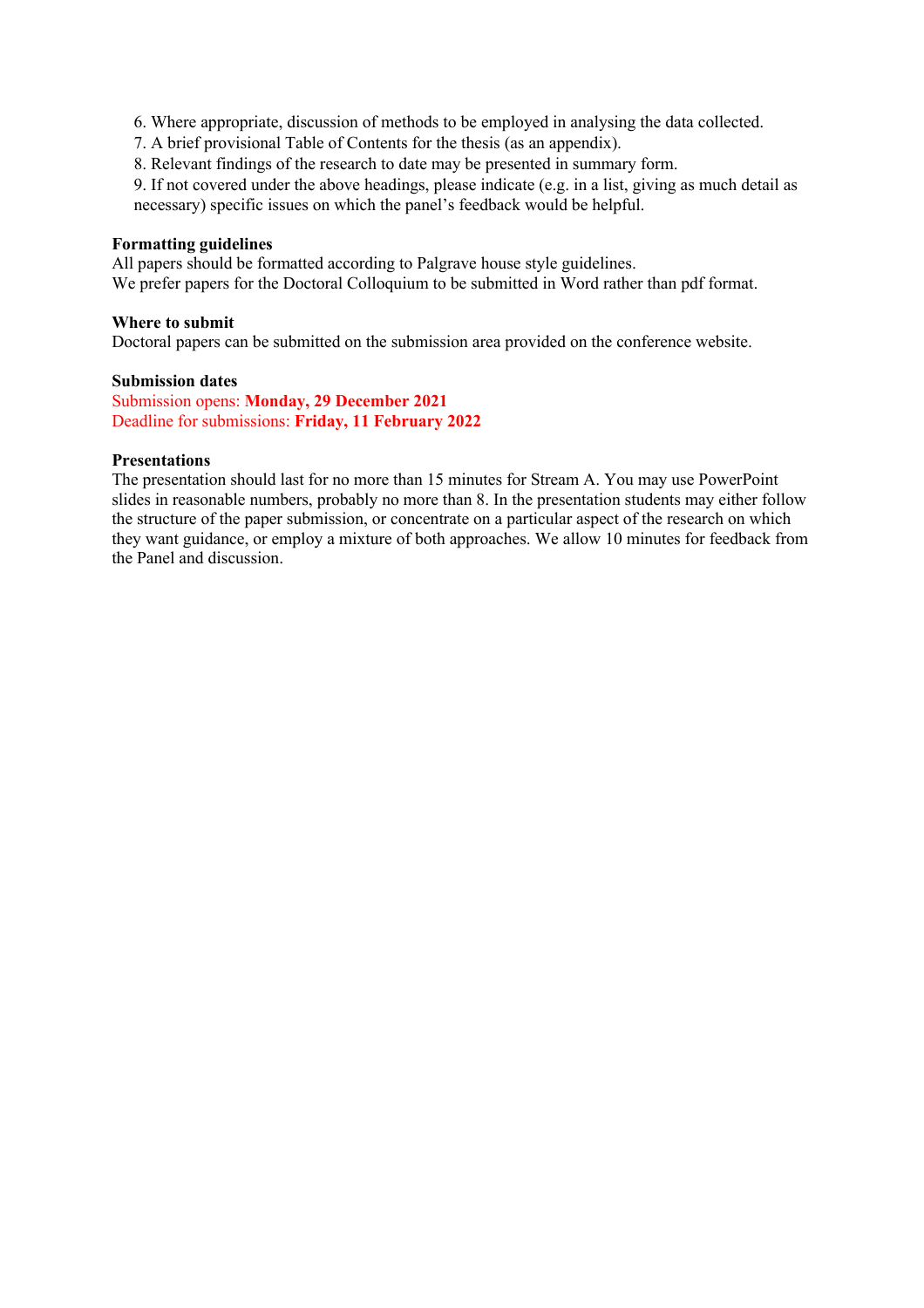6. Where appropriate, discussion of methods to be employed in analysing the data collected.
7. A brief provisional Table of Contents for the thesis (as an appendix).
8. Relevant findings of the research to date may be presented in summary form.
9. If not covered under the above headings, please indicate (e.g. in a list, giving as much detail as necessary) specific issues on which the panel's feedback would be helpful.

**Formatting guidelines**

All papers should be formatted according to Palgrave house style guidelines.
We prefer papers for the Doctoral Colloquium to be submitted in Word rather than pdf format.

**Where to submit**

Doctoral papers can be submitted on the submission area provided on the conference website.

**Submission dates**

Submission opens: **Monday, 29 December 2021**
Deadline for submissions: **Friday, 11 February 2022**

**Presentations**

The presentation should last for no more than 15 minutes for Stream A. You may use PowerPoint slides in reasonable numbers, probably no more than 8. In the presentation students may either follow the structure of the paper submission, or concentrate on a particular aspect of the research on which they want guidance, or employ a mixture of both approaches. We allow 10 minutes for feedback from the Panel and discussion.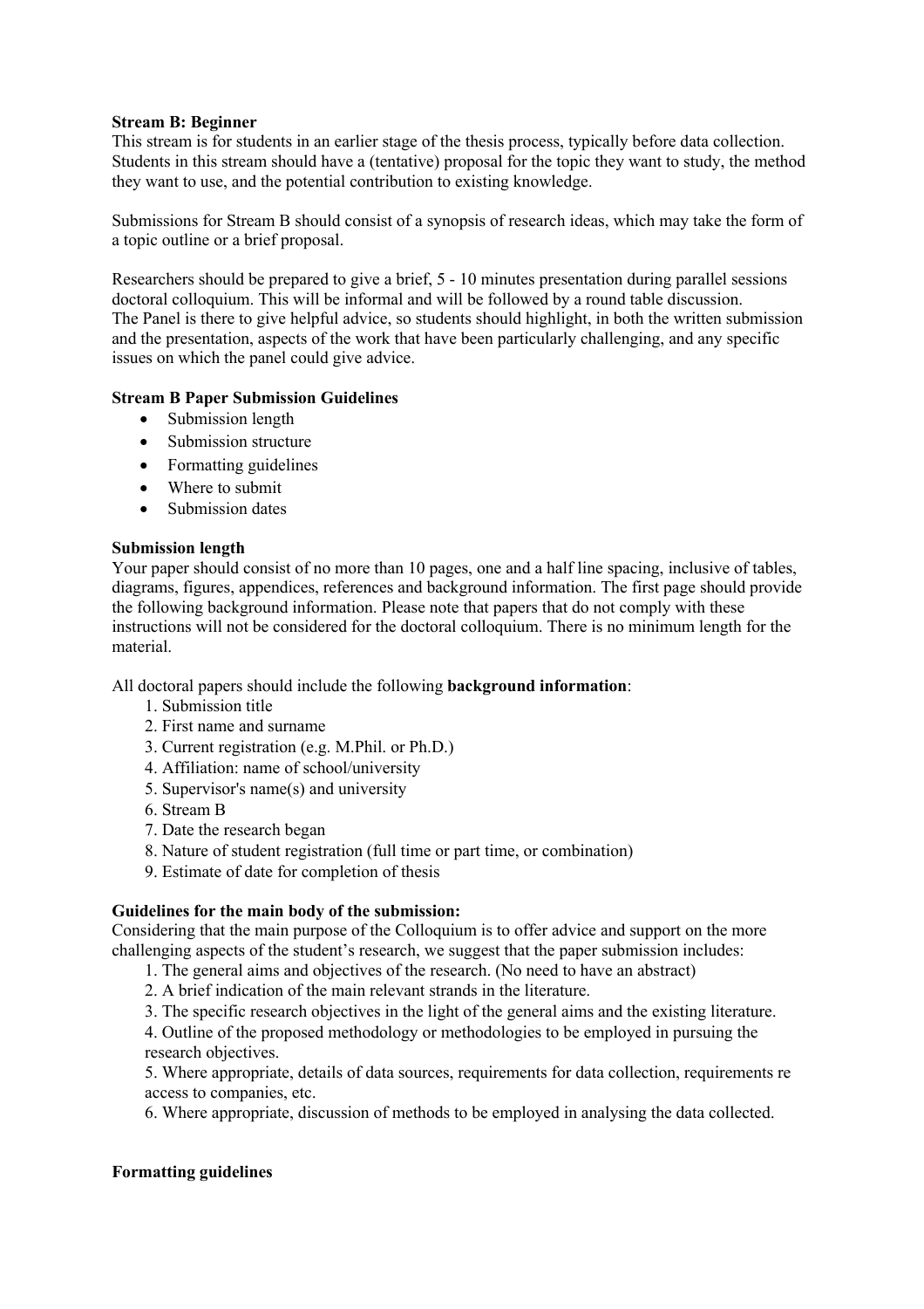**Stream B: Beginner**

This stream is for students in an earlier stage of the thesis process, typically before data collection. Students in this stream should have a (tentative) proposal for the topic they want to study, the method they want to use, and the potential contribution to existing knowledge.

Submissions for Stream B should consist of a synopsis of research ideas, which may take the form of a topic outline or a brief proposal.

Researchers should be prepared to give a brief, 5 - 10 minutes presentation during parallel sessions doctoral colloquium. This will be informal and will be followed by a round table discussion.
The Panel is there to give helpful advice, so students should highlight, in both the written submission and the presentation, aspects of the work that have been particularly challenging, and any specific issues on which the panel could give advice.

**Stream B Paper Submission Guidelines**

- Submission length
- Submission structure
- Formatting guidelines
- Where to submit
- Submission dates

**Submission length**

Your paper should consist of no more than 10 pages, one and a half line spacing, inclusive of tables, diagrams, figures, appendices, references and background information. The first page should provide the following background information. Please note that papers that do not comply with these instructions will not be considered for the doctoral colloquium. There is no minimum length for the material.

All doctoral papers should include the following **background information**:

1. Submission title
2. First name and surname
3. Current registration (e.g. M.Phil. or Ph.D.)
4. Affiliation: name of school/university
5. Supervisor's name(s) and university
6. Stream B
7. Date the research began
8. Nature of student registration (full time or part time, or combination)
9. Estimate of date for completion of thesis

**Guidelines for the main body of the submission:**

Considering that the main purpose of the Colloquium is to offer advice and support on the more challenging aspects of the student's research, we suggest that the paper submission includes:

1. The general aims and objectives of the research. (No need to have an abstract)
2. A brief indication of the main relevant strands in the literature.
3. The specific research objectives in the light of the general aims and the existing literature.
4. Outline of the proposed methodology or methodologies to be employed in pursuing the research objectives.
5. Where appropriate, details of data sources, requirements for data collection, requirements re access to companies, etc.
6. Where appropriate, discussion of methods to be employed in analysing the data collected.

**Formatting guidelines**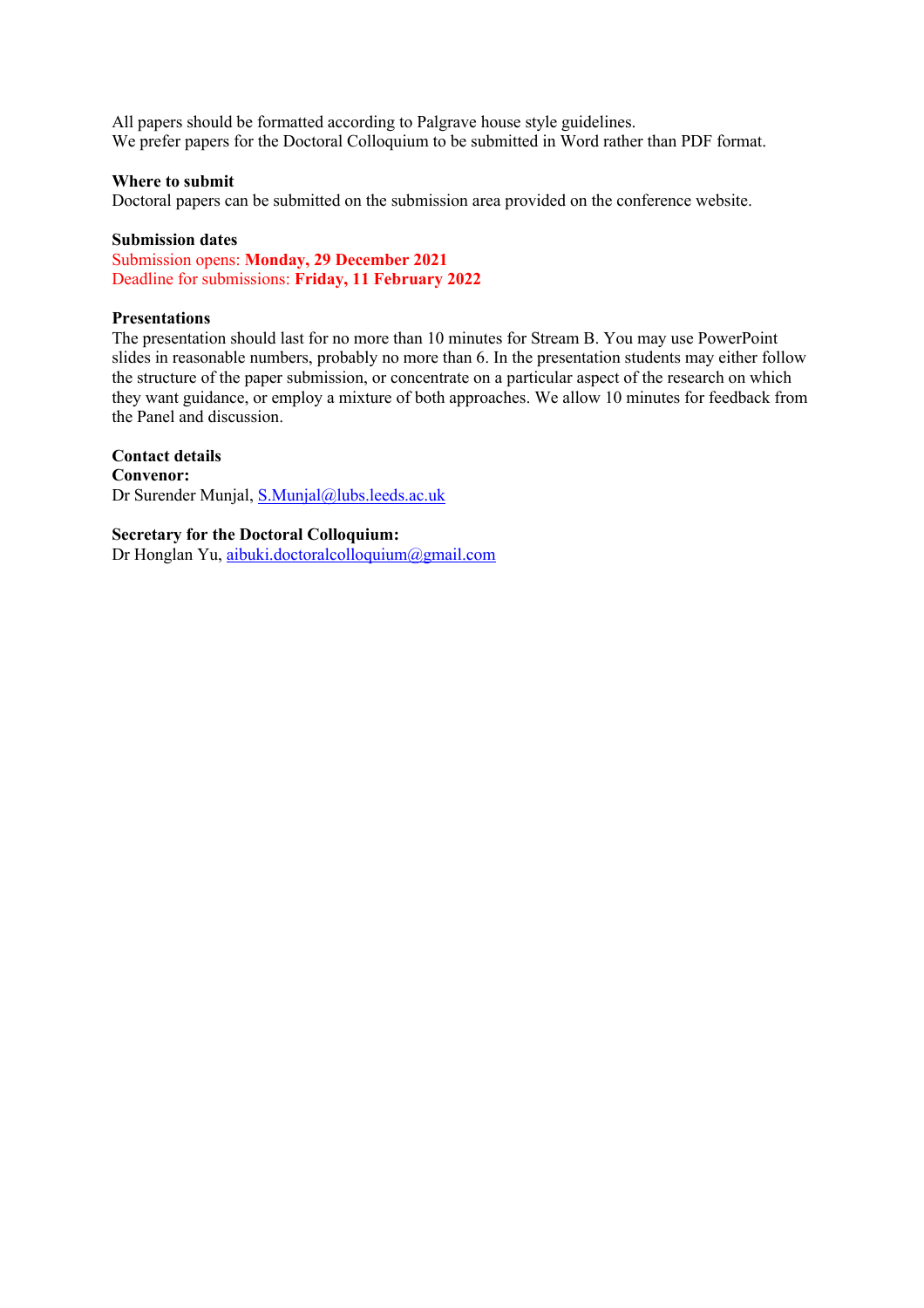All papers should be formatted according to Palgrave house style guidelines.
We prefer papers for the Doctoral Colloquium to be submitted in Word rather than PDF format.

**Where to submit**
Doctoral papers can be submitted on the submission area provided on the conference website.

**Submission dates**
Submission opens: **Monday, 29 December 2021**
Deadline for submissions: **Friday, 11 February 2022**

**Presentations**
The presentation should last for no more than 10 minutes for Stream B. You may use PowerPoint slides in reasonable numbers, probably no more than 6. In the presentation students may either follow the structure of the paper submission, or concentrate on a particular aspect of the research on which they want guidance, or employ a mixture of both approaches. We allow 10 minutes for feedback from the Panel and discussion.

**Contact details**
**Convenor:**
Dr Surender Munjal, S.Munjal@lubs.leeds.ac.uk

**Secretary for the Doctoral Colloquium:**
Dr Honglan Yu, aibuki.doctoralcolloquium@gmail.com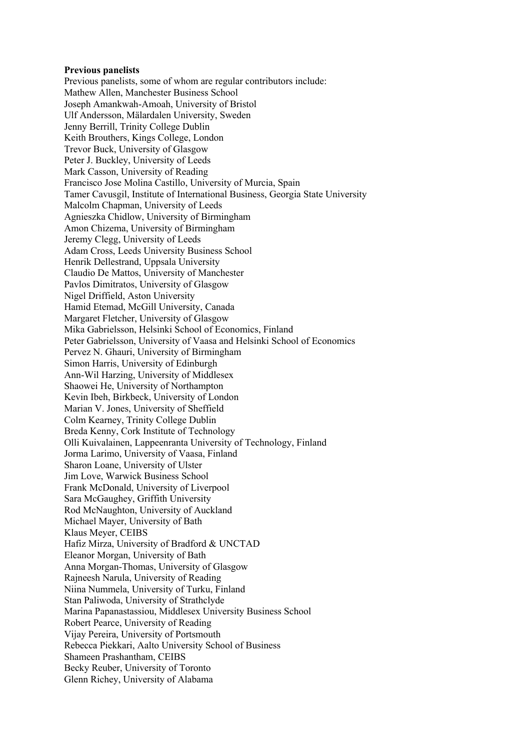**Previous panelists**

Previous panelists, some of whom are regular contributors include:
Mathew Allen, Manchester Business School
Joseph Amankwah-Amoah, University of Bristol
Ulf Andersson, Mälardalen University, Sweden
Jenny Berrill, Trinity College Dublin
Keith Brouthers, Kings College, London
Trevor Buck, University of Glasgow
Peter J. Buckley, University of Leeds
Mark Casson, University of Reading
Francisco Jose Molina Castillo, University of Murcia, Spain
Tamer Cavusgil, Institute of International Business, Georgia State University
Malcolm Chapman, University of Leeds
Agnieszka Chidlow, University of Birmingham
Amon Chizema, University of Birmingham
Jeremy Clegg, University of Leeds
Adam Cross, Leeds University Business School
Henrik Dellestrand, Uppsala University
Claudio De Mattos, University of Manchester
Pavlos Dimitratos, University of Glasgow
Nigel Driffield, Aston University
Hamid Etemad, McGill University, Canada
Margaret Fletcher, University of Glasgow
Mika Gabrielsson, Helsinki School of Economics, Finland
Peter Gabrielsson, University of Vaasa and Helsinki School of Economics
Pervez N. Ghauri, University of Birmingham
Simon Harris, University of Edinburgh
Ann-Wil Harzing, University of Middlesex
Shaowei He, University of Northampton
Kevin Ibeh, Birkbeck, University of London
Marian V. Jones, University of Sheffield
Colm Kearney, Trinity College Dublin
Breda Kenny, Cork Institute of Technology
Olli Kuivalainen, Lappeenranta University of Technology, Finland
Jorma Larimo, University of Vaasa, Finland
Sharon Loane, University of Ulster
Jim Love, Warwick Business School
Frank McDonald, University of Liverpool
Sara McGaughey, Griffith University
Rod McNaughton, University of Auckland
Michael Mayer, University of Bath
Klaus Meyer, CEIBS
Hafiz Mirza, University of Bradford & UNCTAD
Eleanor Morgan, University of Bath
Anna Morgan-Thomas, University of Glasgow
Rajneesh Narula, University of Reading
Niina Nummela, University of Turku, Finland
Stan Paliwoda, University of Strathclyde
Marina Papanastassiou, Middlesex University Business School
Robert Pearce, University of Reading
Vijay Pereira, University of Portsmouth
Rebecca Piekkari, Aalto University School of Business
Shameen Prashantham, CEIBS
Becky Reuber, University of Toronto
Glenn Richey, University of Alabama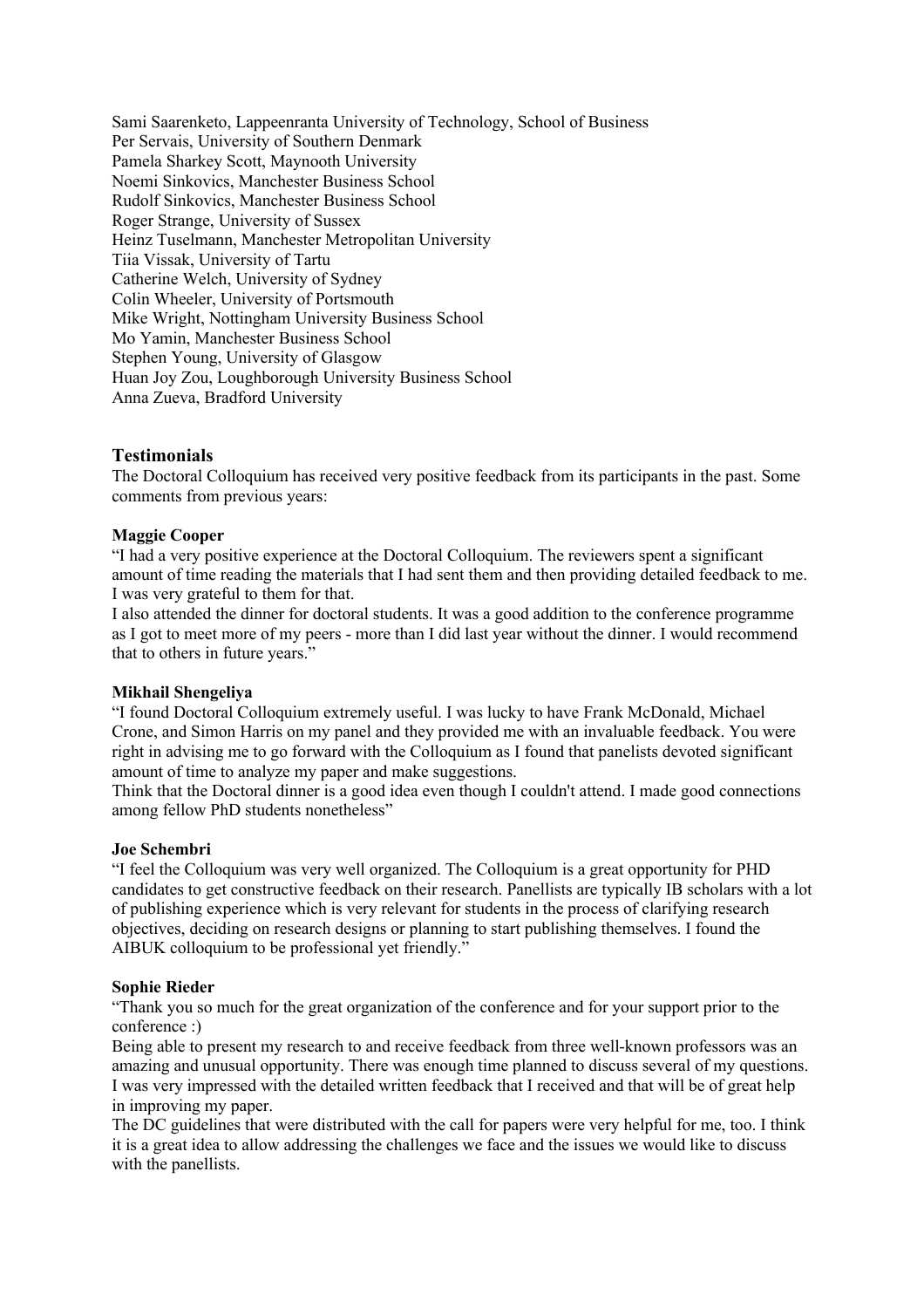Sami Saarenketo, Lappeenranta University of Technology, School of Business
Per Servais, University of Southern Denmark
Pamela Sharkey Scott, Maynooth University
Noemi Sinkovics, Manchester Business School
Rudolf Sinkovics, Manchester Business School
Roger Strange, University of Sussex
Heinz Tuselmann, Manchester Metropolitan University
Tiia Vissak, University of Tartu
Catherine Welch, University of Sydney
Colin Wheeler, University of Portsmouth
Mike Wright, Nottingham University Business School
Mo Yamin, Manchester Business School
Stephen Young, University of Glasgow
Huan Joy Zou, Loughborough University Business School
Anna Zueva, Bradford University

## Testimonials

The Doctoral Colloquium has received very positive feedback from its participants in the past. Some comments from previous years:

**Maggie Cooper**

"I had a very positive experience at the Doctoral Colloquium. The reviewers spent a significant amount of time reading the materials that I had sent them and then providing detailed feedback to me. I was very grateful to them for that.
I also attended the dinner for doctoral students. It was a good addition to the conference programme as I got to meet more of my peers - more than I did last year without the dinner. I would recommend that to others in future years."

**Mikhail Shengeliya**

"I found Doctoral Colloquium extremely useful. I was lucky to have Frank McDonald, Michael Crone, and Simon Harris on my panel and they provided me with an invaluable feedback. You were right in advising me to go forward with the Colloquium as I found that panelists devoted significant amount of time to analyze my paper and make suggestions.
Think that the Doctoral dinner is a good idea even though I couldn't attend. I made good connections among fellow PhD students nonetheless"

**Joe Schembri**

"I feel the Colloquium was very well organized. The Colloquium is a great opportunity for PHD candidates to get constructive feedback on their research. Panellists are typically IB scholars with a lot of publishing experience which is very relevant for students in the process of clarifying research objectives, deciding on research designs or planning to start publishing themselves. I found the AIBUK colloquium to be professional yet friendly."

**Sophie Rieder**

"Thank you so much for the great organization of the conference and for your support prior to the conference :)
Being able to present my research to and receive feedback from three well-known professors was an amazing and unusual opportunity. There was enough time planned to discuss several of my questions. I was very impressed with the detailed written feedback that I received and that will be of great help in improving my paper.
The DC guidelines that were distributed with the call for papers were very helpful for me, too. I think it is a great idea to allow addressing the challenges we face and the issues we would like to discuss with the panellists.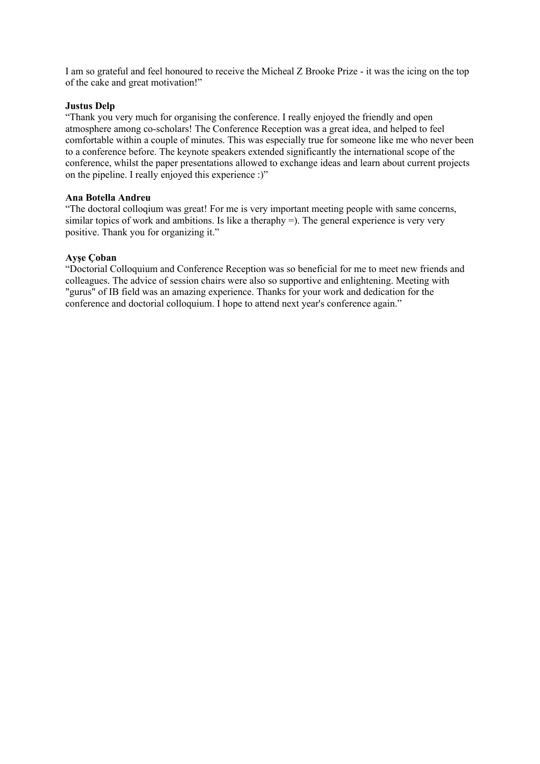I am so grateful and feel honoured to receive the Micheal Z Brooke Prize - it was the icing on the top of the cake and great motivation!"

**Justus Delp**
"Thank you very much for organising the conference. I really enjoyed the friendly and open atmosphere among co-scholars! The Conference Reception was a great idea, and helped to feel comfortable within a couple of minutes. This was especially true for someone like me who never been to a conference before. The keynote speakers extended significantly the international scope of the conference, whilst the paper presentations allowed to exchange ideas and learn about current projects on the pipeline. I really enjoyed this experience :)"

**Ana Botella Andreu**
"The doctoral colloqium was great! For me is very important meeting people with same concerns, similar topics of work and ambitions. Is like a theraphy =). The general experience is very very positive. Thank you for organizing it."

**Ayşe Çoban**
"Doctorial Colloquium and Conference Reception was so beneficial for me to meet new friends and colleagues. The advice of session chairs were also so supportive and enlightening. Meeting with "gurus" of IB field was an amazing experience. Thanks for your work and dedication for the conference and doctorial colloquium. I hope to attend next year's conference again."